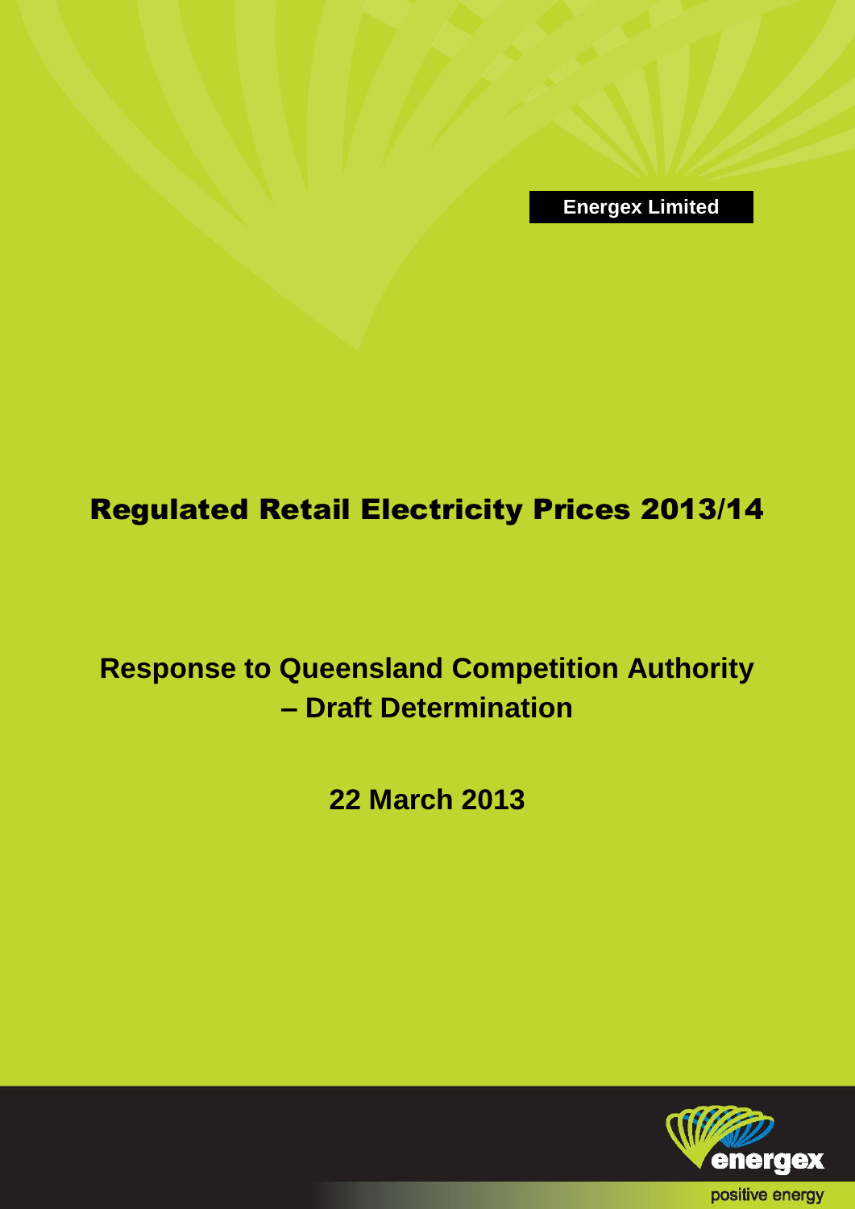Energex Limited

# Regulated Retail Electricity Prices 2013/14

## Response to Queensland Competition Authority – Draft Determination

**22 March 2013**

energex

positive energy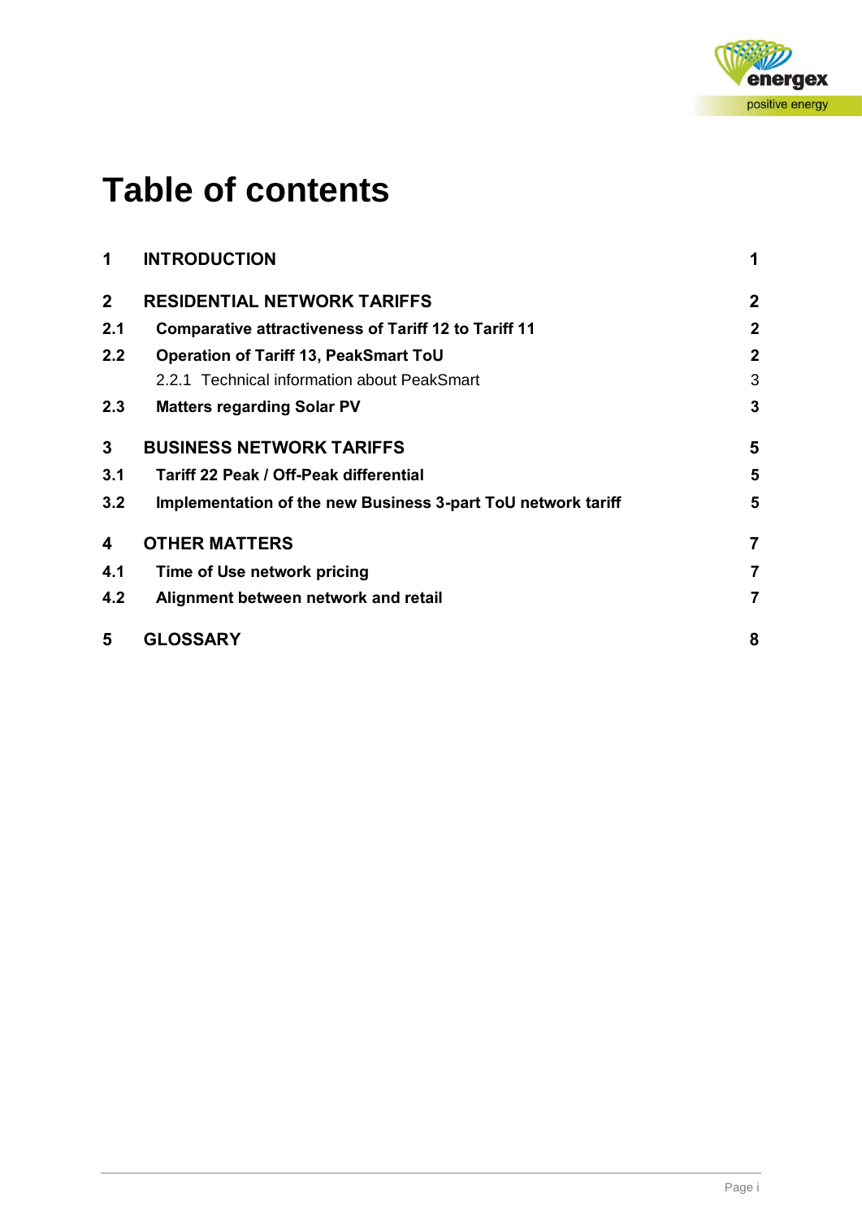# Table of contents

| | | |
|---|---|---|
| **1** | **INTRODUCTION** | **1** |
| **2** | **RESIDENTIAL NETWORK TARIFFS** | **2** |
| **2.1** | **Comparative attractiveness of Tariff 12 to Tariff 11** | **2** |
| **2.2** | **Operation of Tariff 13, PeakSmart ToU** | **2** |
| | 2.2.1 Technical information about PeakSmart | 3 |
| **2.3** | **Matters regarding Solar PV** | **3** |
| **3** | **BUSINESS NETWORK TARIFFS** | **5** |
| **3.1** | **Tariff 22 Peak / Off-Peak differential** | **5** |
| **3.2** | **Implementation of the new Business 3-part ToU network tariff** | **5** |
| **4** | **OTHER MATTERS** | **7** |
| **4.1** | **Time of Use network pricing** | **7** |
| **4.2** | **Alignment between network and retail** | **7** |
| **5** | **GLOSSARY** | **8** |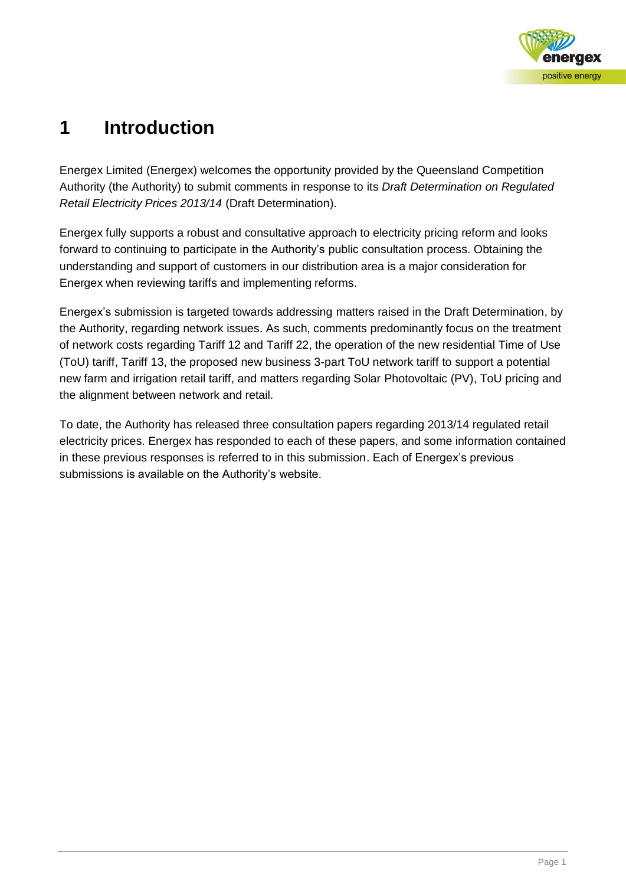# 1 Introduction

Energex Limited (Energex) welcomes the opportunity provided by the Queensland Competition Authority (the Authority) to submit comments in response to its *Draft Determination on Regulated Retail Electricity Prices 2013/14* (Draft Determination).

Energex fully supports a robust and consultative approach to electricity pricing reform and looks forward to continuing to participate in the Authority's public consultation process. Obtaining the understanding and support of customers in our distribution area is a major consideration for Energex when reviewing tariffs and implementing reforms.

Energex's submission is targeted towards addressing matters raised in the Draft Determination, by the Authority, regarding network issues. As such, comments predominantly focus on the treatment of network costs regarding Tariff 12 and Tariff 22, the operation of the new residential Time of Use (ToU) tariff, Tariff 13, the proposed new business 3-part ToU network tariff to support a potential new farm and irrigation retail tariff, and matters regarding Solar Photovoltaic (PV), ToU pricing and the alignment between network and retail.

To date, the Authority has released three consultation papers regarding 2013/14 regulated retail electricity prices. Energex has responded to each of these papers, and some information contained in these previous responses is referred to in this submission. Each of Energex's previous submissions is available on the Authority's website.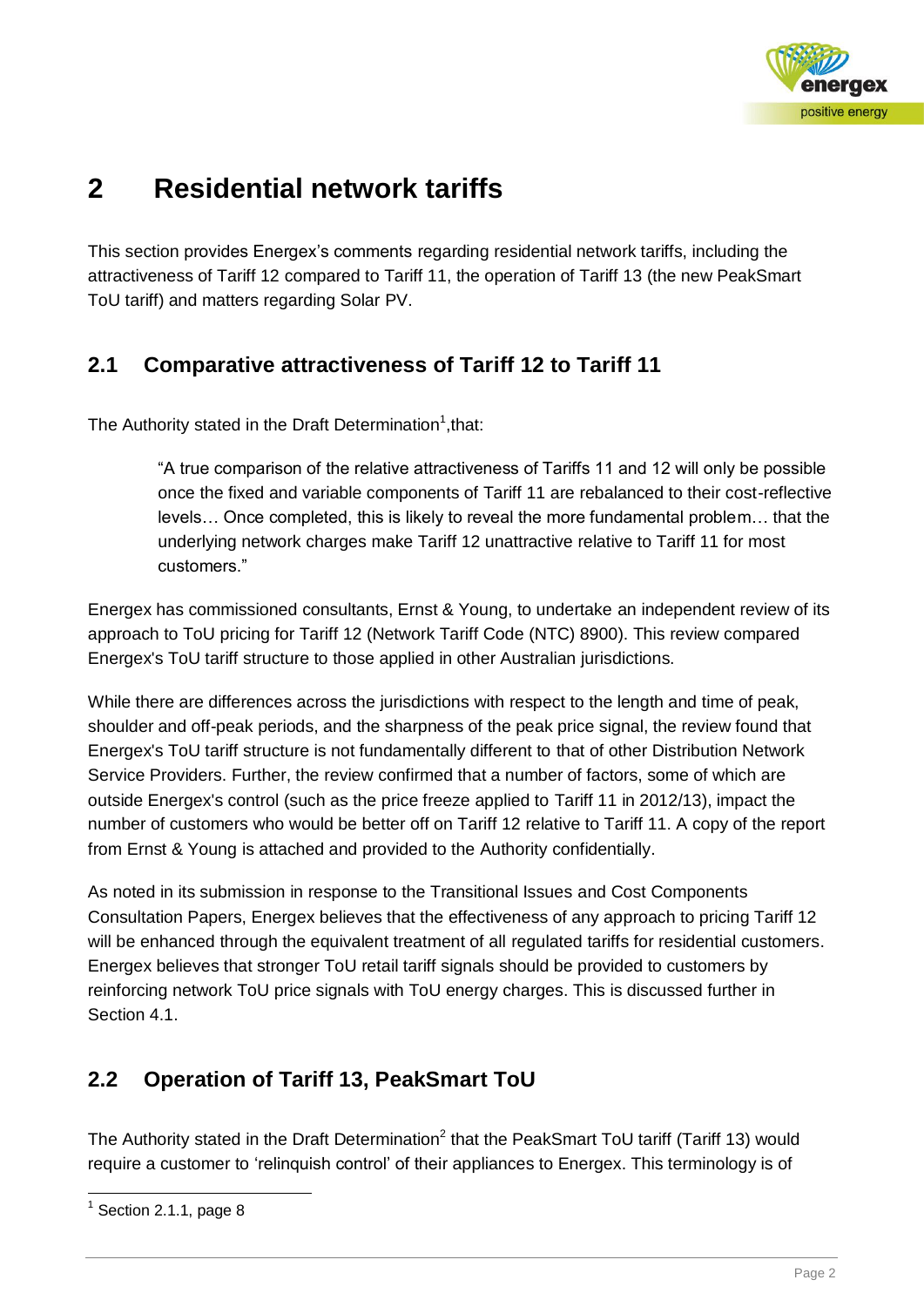# 2 Residential network tariffs

This section provides Energex's comments regarding residential network tariffs, including the attractiveness of Tariff 12 compared to Tariff 11, the operation of Tariff 13 (the new PeakSmart ToU tariff) and matters regarding Solar PV.

## 2.1 Comparative attractiveness of Tariff 12 to Tariff 11

The Authority stated in the Draft Determination[1],that:

> "A true comparison of the relative attractiveness of Tariffs 11 and 12 will only be possible once the fixed and variable components of Tariff 11 are rebalanced to their cost-reflective levels… Once completed, this is likely to reveal the more fundamental problem… that the underlying network charges make Tariff 12 unattractive relative to Tariff 11 for most customers."

Energex has commissioned consultants, Ernst & Young, to undertake an independent review of its approach to ToU pricing for Tariff 12 (Network Tariff Code (NTC) 8900). This review compared Energex's ToU tariff structure to those applied in other Australian jurisdictions.

While there are differences across the jurisdictions with respect to the length and time of peak, shoulder and off-peak periods, and the sharpness of the peak price signal, the review found that Energex's ToU tariff structure is not fundamentally different to that of other Distribution Network Service Providers. Further, the review confirmed that a number of factors, some of which are outside Energex's control (such as the price freeze applied to Tariff 11 in 2012/13), impact the number of customers who would be better off on Tariff 12 relative to Tariff 11. A copy of the report from Ernst & Young is attached and provided to the Authority confidentially.

As noted in its submission in response to the Transitional Issues and Cost Components Consultation Papers, Energex believes that the effectiveness of any approach to pricing Tariff 12 will be enhanced through the equivalent treatment of all regulated tariffs for residential customers. Energex believes that stronger ToU retail tariff signals should be provided to customers by reinforcing network ToU price signals with ToU energy charges. This is discussed further in Section 4.1.

## 2.2 Operation of Tariff 13, PeakSmart ToU

The Authority stated in the Draft Determination[2] that the PeakSmart ToU tariff (Tariff 13) would require a customer to 'relinquish control' of their appliances to Energex. This terminology is of

[1] Section 2.1.1, page 8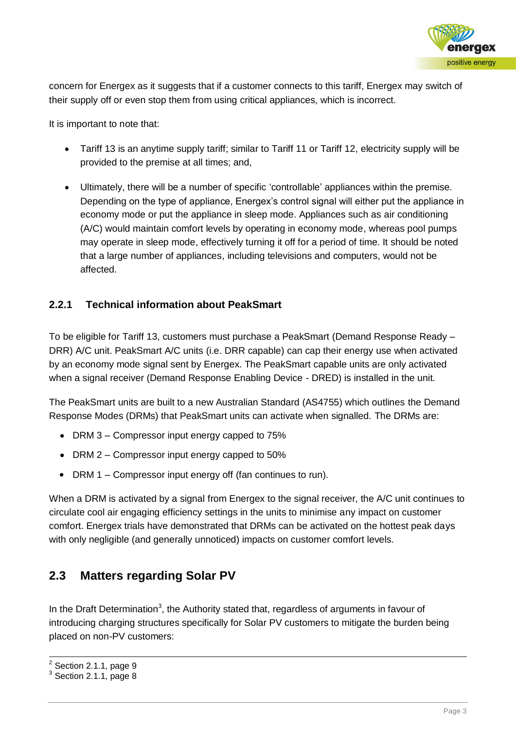concern for Energex as it suggests that if a customer connects to this tariff, Energex may switch of their supply off or even stop them from using critical appliances, which is incorrect.

It is important to note that:

- Tariff 13 is an anytime supply tariff; similar to Tariff 11 or Tariff 12, electricity supply will be provided to the premise at all times; and,
- Ultimately, there will be a number of specific 'controllable' appliances within the premise. Depending on the type of appliance, Energex's control signal will either put the appliance in economy mode or put the appliance in sleep mode. Appliances such as air conditioning (A/C) would maintain comfort levels by operating in economy mode, whereas pool pumps may operate in sleep mode, effectively turning it off for a period of time. It should be noted that a large number of appliances, including televisions and computers, would not be affected.

### 2.2.1 Technical information about PeakSmart

To be eligible for Tariff 13, customers must purchase a PeakSmart (Demand Response Ready – DRR) A/C unit. PeakSmart A/C units (i.e. DRR capable) can cap their energy use when activated by an economy mode signal sent by Energex. The PeakSmart capable units are only activated when a signal receiver (Demand Response Enabling Device - DRED) is installed in the unit.

The PeakSmart units are built to a new Australian Standard (AS4755) which outlines the Demand Response Modes (DRMs) that PeakSmart units can activate when signalled. The DRMs are:

- DRM 3 – Compressor input energy capped to 75%
- DRM 2 – Compressor input energy capped to 50%
- DRM 1 – Compressor input energy off (fan continues to run).

When a DRM is activated by a signal from Energex to the signal receiver, the A/C unit continues to circulate cool air engaging efficiency settings in the units to minimise any impact on customer comfort. Energex trials have demonstrated that DRMs can be activated on the hottest peak days with only negligible (and generally unnoticed) impacts on customer comfort levels.

## 2.3 Matters regarding Solar PV

In the Draft Determination[3], the Authority stated that, regardless of arguments in favour of introducing charging structures specifically for Solar PV customers to mitigate the burden being placed on non-PV customers:

---

[2] Section 2.1.1, page 9

[3] Section 2.1.1, page 8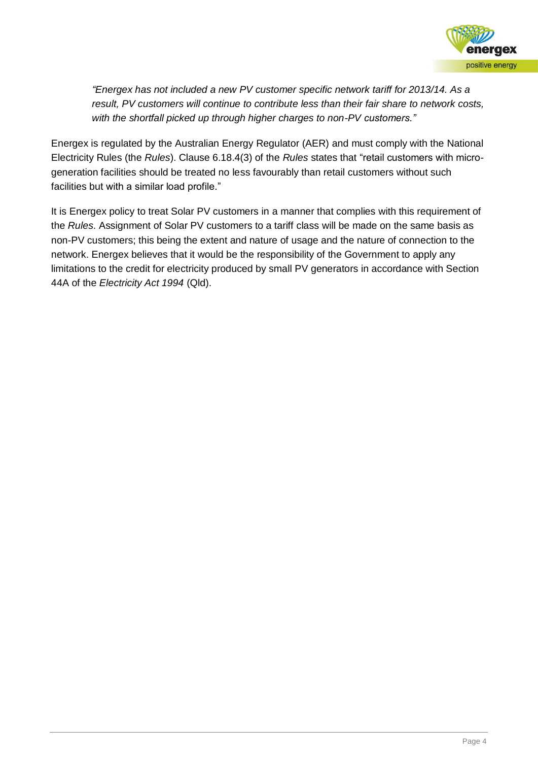*"Energex has not included a new PV customer specific network tariff for 2013/14. As a result, PV customers will continue to contribute less than their fair share to network costs, with the shortfall picked up through higher charges to non-PV customers."*

Energex is regulated by the Australian Energy Regulator (AER) and must comply with the National Electricity Rules (the *Rules*). Clause 6.18.4(3) of the *Rules* states that "retail customers with micro-generation facilities should be treated no less favourably than retail customers without such facilities but with a similar load profile."

It is Energex policy to treat Solar PV customers in a manner that complies with this requirement of the *Rules*. Assignment of Solar PV customers to a tariff class will be made on the same basis as non-PV customers; this being the extent and nature of usage and the nature of connection to the network. Energex believes that it would be the responsibility of the Government to apply any limitations to the credit for electricity produced by small PV generators in accordance with Section 44A of the *Electricity Act 1994* (Qld).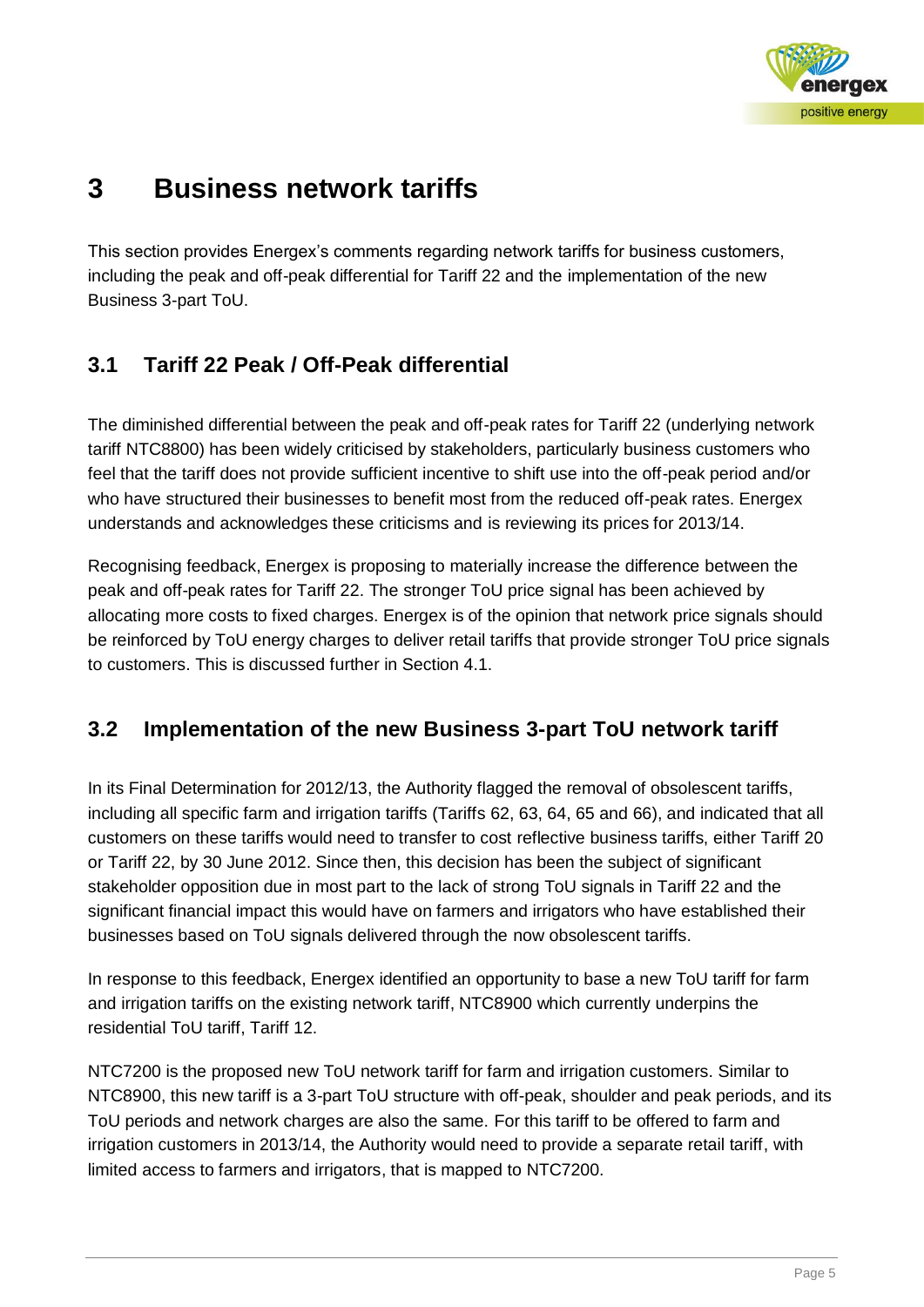# 3 Business network tariffs

This section provides Energex's comments regarding network tariffs for business customers, including the peak and off-peak differential for Tariff 22 and the implementation of the new Business 3-part ToU.

## 3.1 Tariff 22 Peak / Off-Peak differential

The diminished differential between the peak and off-peak rates for Tariff 22 (underlying network tariff NTC8800) has been widely criticised by stakeholders, particularly business customers who feel that the tariff does not provide sufficient incentive to shift use into the off-peak period and/or who have structured their businesses to benefit most from the reduced off-peak rates. Energex understands and acknowledges these criticisms and is reviewing its prices for 2013/14.

Recognising feedback, Energex is proposing to materially increase the difference between the peak and off-peak rates for Tariff 22. The stronger ToU price signal has been achieved by allocating more costs to fixed charges. Energex is of the opinion that network price signals should be reinforced by ToU energy charges to deliver retail tariffs that provide stronger ToU price signals to customers. This is discussed further in Section 4.1.

## 3.2 Implementation of the new Business 3-part ToU network tariff

In its Final Determination for 2012/13, the Authority flagged the removal of obsolescent tariffs, including all specific farm and irrigation tariffs (Tariffs 62, 63, 64, 65 and 66), and indicated that all customers on these tariffs would need to transfer to cost reflective business tariffs, either Tariff 20 or Tariff 22, by 30 June 2012. Since then, this decision has been the subject of significant stakeholder opposition due in most part to the lack of strong ToU signals in Tariff 22 and the significant financial impact this would have on farmers and irrigators who have established their businesses based on ToU signals delivered through the now obsolescent tariffs.

In response to this feedback, Energex identified an opportunity to base a new ToU tariff for farm and irrigation tariffs on the existing network tariff, NTC8900 which currently underpins the residential ToU tariff, Tariff 12.

NTC7200 is the proposed new ToU network tariff for farm and irrigation customers. Similar to NTC8900, this new tariff is a 3-part ToU structure with off-peak, shoulder and peak periods, and its ToU periods and network charges are also the same. For this tariff to be offered to farm and irrigation customers in 2013/14, the Authority would need to provide a separate retail tariff, with limited access to farmers and irrigators, that is mapped to NTC7200.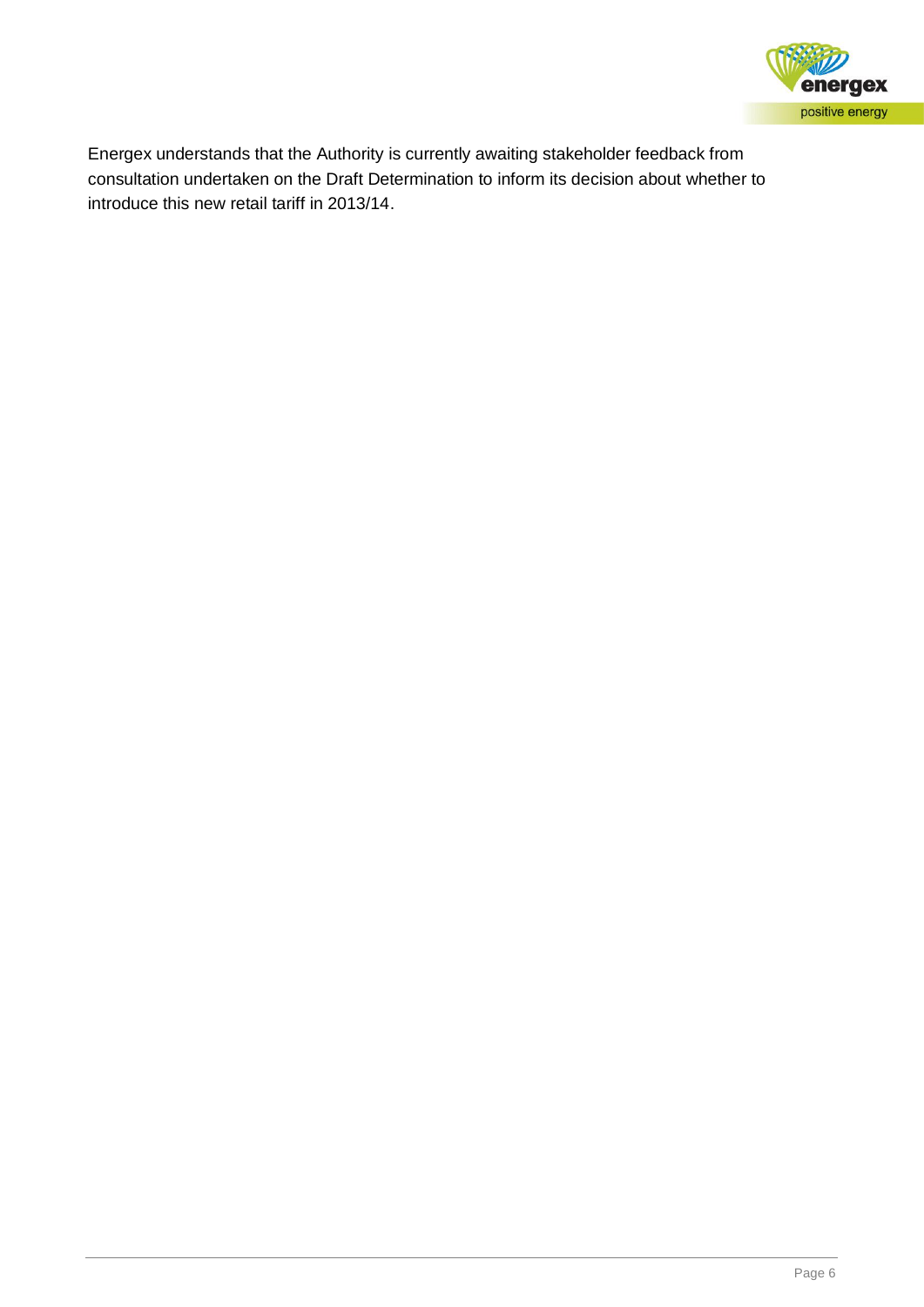Energex understands that the Authority is currently awaiting stakeholder feedback from consultation undertaken on the Draft Determination to inform its decision about whether to introduce this new retail tariff in 2013/14.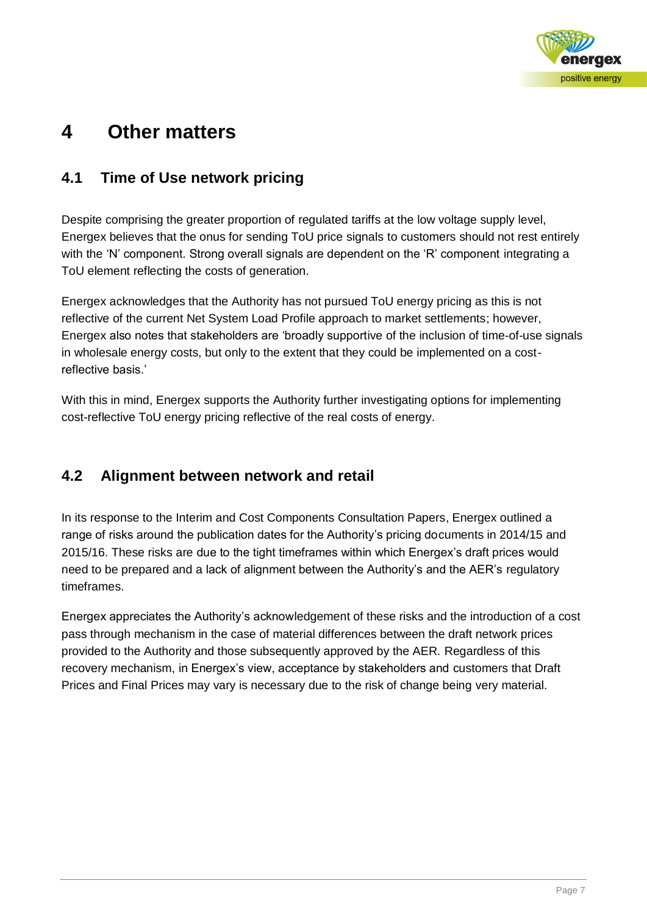# 4 Other matters

## 4.1 Time of Use network pricing

Despite comprising the greater proportion of regulated tariffs at the low voltage supply level, Energex believes that the onus for sending ToU price signals to customers should not rest entirely with the 'N' component. Strong overall signals are dependent on the 'R' component integrating a ToU element reflecting the costs of generation.

Energex acknowledges that the Authority has not pursued ToU energy pricing as this is not reflective of the current Net System Load Profile approach to market settlements; however, Energex also notes that stakeholders are 'broadly supportive of the inclusion of time-of-use signals in wholesale energy costs, but only to the extent that they could be implemented on a cost-reflective basis.'

With this in mind, Energex supports the Authority further investigating options for implementing cost-reflective ToU energy pricing reflective of the real costs of energy.

## 4.2 Alignment between network and retail

In its response to the Interim and Cost Components Consultation Papers, Energex outlined a range of risks around the publication dates for the Authority's pricing documents in 2014/15 and 2015/16. These risks are due to the tight timeframes within which Energex's draft prices would need to be prepared and a lack of alignment between the Authority's and the AER's regulatory timeframes.

Energex appreciates the Authority's acknowledgement of these risks and the introduction of a cost pass through mechanism in the case of material differences between the draft network prices provided to the Authority and those subsequently approved by the AER. Regardless of this recovery mechanism, in Energex's view, acceptance by stakeholders and customers that Draft Prices and Final Prices may vary is necessary due to the risk of change being very material.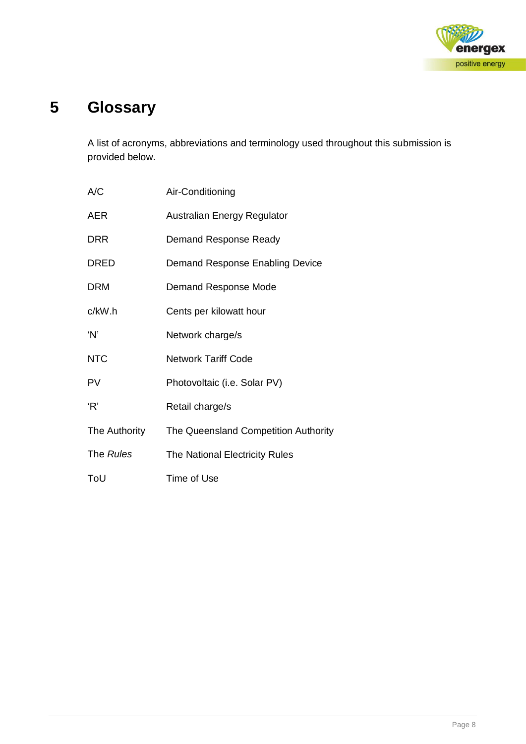# 5 Glossary

A list of acronyms, abbreviations and terminology used throughout this submission is provided below.

| | |
|---|---|
| A/C | Air-Conditioning |
| AER | Australian Energy Regulator |
| DRR | Demand Response Ready |
| DRED | Demand Response Enabling Device |
| DRM | Demand Response Mode |
| c/kW.h | Cents per kilowatt hour |
| 'N' | Network charge/s |
| NTC | Network Tariff Code |
| PV | Photovoltaic (i.e. Solar PV) |
| 'R' | Retail charge/s |
| The Authority | The Queensland Competition Authority |
| The *Rules* | The National Electricity Rules |
| ToU | Time of Use |